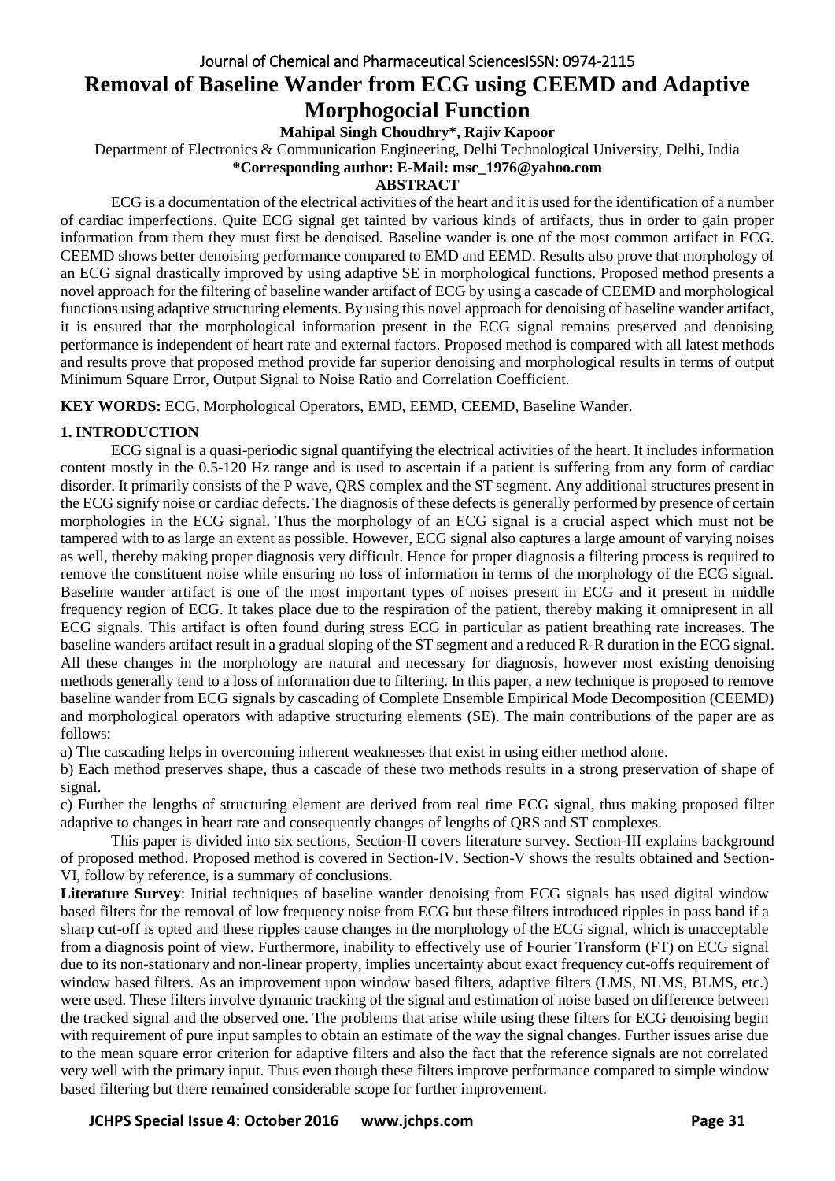# Removal of Baseline Wander from ECG using CEEMD and Adaptive Morphogocial Function

**Mahipal Singh Choudhry\*, Rajiv Kapoor**

Department of Electronics & Communication Engineering, Delhi Technological University, Delhi, India

**\*Corresponding author: E-Mail: msc_1976@yahoo.com**

## ABSTRACT

ECG is a documentation of the electrical activities of the heart and it is used for the identification of a number of cardiac imperfections. Quite ECG signal get tainted by various kinds of artifacts, thus in order to gain proper information from them they must first be denoised. Baseline wander is one of the most common artifact in ECG. CEEMD shows better denoising performance compared to EMD and EEMD. Results also prove that morphology of an ECG signal drastically improved by using adaptive SE in morphological functions. Proposed method presents a novel approach for the filtering of baseline wander artifact of ECG by using a cascade of CEEMD and morphological functions using adaptive structuring elements. By using this novel approach for denoising of baseline wander artifact, it is ensured that the morphological information present in the ECG signal remains preserved and denoising performance is independent of heart rate and external factors. Proposed method is compared with all latest methods and results prove that proposed method provide far superior denoising and morphological results in terms of output Minimum Square Error, Output Signal to Noise Ratio and Correlation Coefficient.

**KEY WORDS:** ECG, Morphological Operators, EMD, EEMD, CEEMD, Baseline Wander.

## 1. INTRODUCTION

ECG signal is a quasi-periodic signal quantifying the electrical activities of the heart. It includes information content mostly in the 0.5-120 Hz range and is used to ascertain if a patient is suffering from any form of cardiac disorder. It primarily consists of the P wave, QRS complex and the ST segment. Any additional structures present in the ECG signify noise or cardiac defects. The diagnosis of these defects is generally performed by presence of certain morphologies in the ECG signal. Thus the morphology of an ECG signal is a crucial aspect which must not be tampered with to as large an extent as possible. However, ECG signal also captures a large amount of varying noises as well, thereby making proper diagnosis very difficult. Hence for proper diagnosis a filtering process is required to remove the constituent noise while ensuring no loss of information in terms of the morphology of the ECG signal. Baseline wander artifact is one of the most important types of noises present in ECG and it present in middle frequency region of ECG. It takes place due to the respiration of the patient, thereby making it omnipresent in all ECG signals. This artifact is often found during stress ECG in particular as patient breathing rate increases. The baseline wanders artifact result in a gradual sloping of the ST segment and a reduced R-R duration in the ECG signal. All these changes in the morphology are natural and necessary for diagnosis, however most existing denoising methods generally tend to a loss of information due to filtering. In this paper, a new technique is proposed to remove baseline wander from ECG signals by cascading of Complete Ensemble Empirical Mode Decomposition (CEEMD) and morphological operators with adaptive structuring elements (SE). The main contributions of the paper are as follows:

a) The cascading helps in overcoming inherent weaknesses that exist in using either method alone.

b) Each method preserves shape, thus a cascade of these two methods results in a strong preservation of shape of signal.

c) Further the lengths of structuring element are derived from real time ECG signal, thus making proposed filter adaptive to changes in heart rate and consequently changes of lengths of QRS and ST complexes.

This paper is divided into six sections, Section-II covers literature survey. Section-III explains background of proposed method. Proposed method is covered in Section-IV. Section-V shows the results obtained and Section-VI, follow by reference, is a summary of conclusions.

**Literature Survey**: Initial techniques of baseline wander denoising from ECG signals has used digital window based filters for the removal of low frequency noise from ECG but these filters introduced ripples in pass band if a sharp cut-off is opted and these ripples cause changes in the morphology of the ECG signal, which is unacceptable from a diagnosis point of view. Furthermore, inability to effectively use of Fourier Transform (FT) on ECG signal due to its non-stationary and non-linear property, implies uncertainty about exact frequency cut-offs requirement of window based filters. As an improvement upon window based filters, adaptive filters (LMS, NLMS, BLMS, etc.) were used. These filters involve dynamic tracking of the signal and estimation of noise based on difference between the tracked signal and the observed one. The problems that arise while using these filters for ECG denoising begin with requirement of pure input samples to obtain an estimate of the way the signal changes. Further issues arise due to the mean square error criterion for adaptive filters and also the fact that the reference signals are not correlated very well with the primary input. Thus even though these filters improve performance compared to simple window based filtering but there remained considerable scope for further improvement.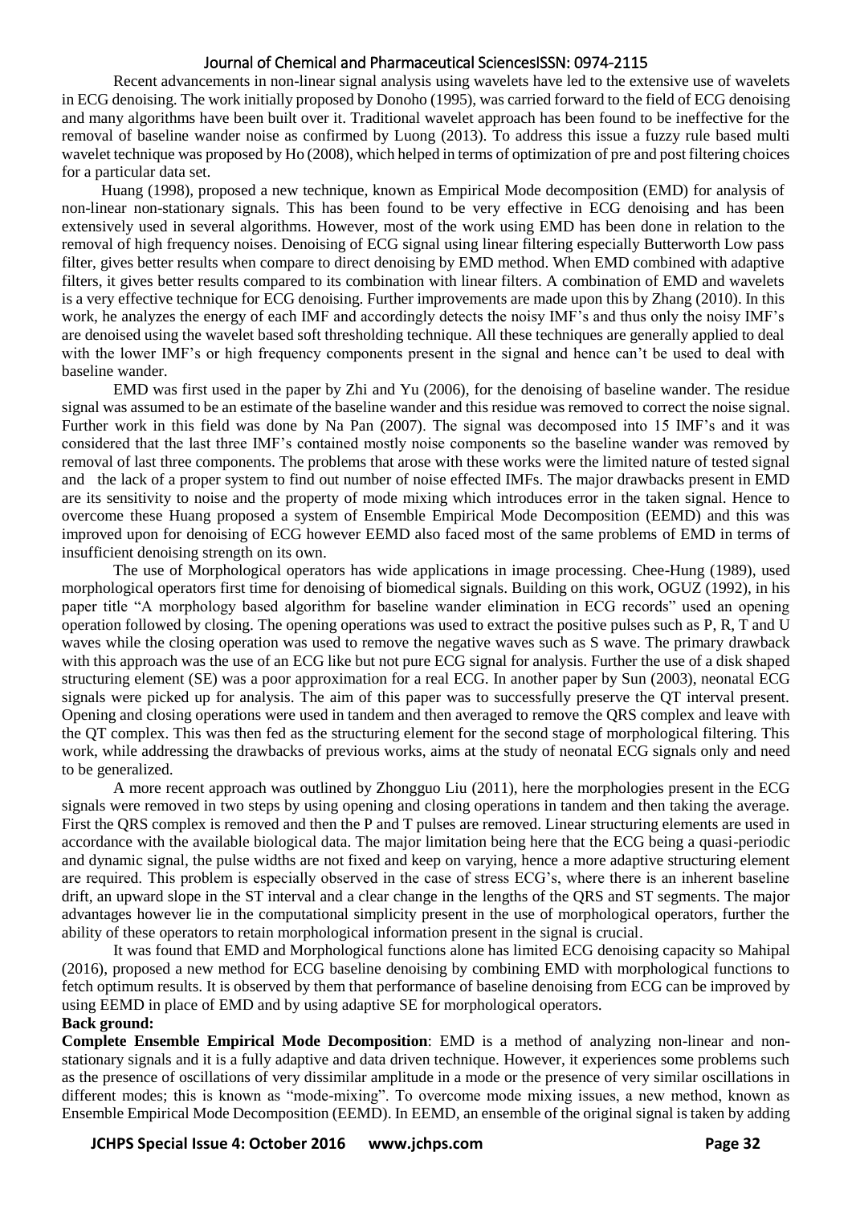Recent advancements in non-linear signal analysis using wavelets have led to the extensive use of wavelets in ECG denoising. The work initially proposed by Donoho (1995), was carried forward to the field of ECG denoising and many algorithms have been built over it. Traditional wavelet approach has been found to be ineffective for the removal of baseline wander noise as confirmed by Luong (2013). To address this issue a fuzzy rule based multi wavelet technique was proposed by Ho (2008), which helped in terms of optimization of pre and post filtering choices for a particular data set.

Huang (1998), proposed a new technique, known as Empirical Mode decomposition (EMD) for analysis of non-linear non-stationary signals. This has been found to be very effective in ECG denoising and has been extensively used in several algorithms. However, most of the work using EMD has been done in relation to the removal of high frequency noises. Denoising of ECG signal using linear filtering especially Butterworth Low pass filter, gives better results when compare to direct denoising by EMD method. When EMD combined with adaptive filters, it gives better results compared to its combination with linear filters. A combination of EMD and wavelets is a very effective technique for ECG denoising. Further improvements are made upon this by Zhang (2010). In this work, he analyzes the energy of each IMF and accordingly detects the noisy IMF's and thus only the noisy IMF's are denoised using the wavelet based soft thresholding technique. All these techniques are generally applied to deal with the lower IMF's or high frequency components present in the signal and hence can't be used to deal with baseline wander.

EMD was first used in the paper by Zhi and Yu (2006), for the denoising of baseline wander. The residue signal was assumed to be an estimate of the baseline wander and this residue was removed to correct the noise signal. Further work in this field was done by Na Pan (2007). The signal was decomposed into 15 IMF's and it was considered that the last three IMF's contained mostly noise components so the baseline wander was removed by removal of last three components. The problems that arose with these works were the limited nature of tested signal and the lack of a proper system to find out number of noise effected IMFs. The major drawbacks present in EMD are its sensitivity to noise and the property of mode mixing which introduces error in the taken signal. Hence to overcome these Huang proposed a system of Ensemble Empirical Mode Decomposition (EEMD) and this was improved upon for denoising of ECG however EEMD also faced most of the same problems of EMD in terms of insufficient denoising strength on its own.

The use of Morphological operators has wide applications in image processing. Chee-Hung (1989), used morphological operators first time for denoising of biomedical signals. Building on this work, OGUZ (1992), in his paper title "A morphology based algorithm for baseline wander elimination in ECG records" used an opening operation followed by closing. The opening operations was used to extract the positive pulses such as P, R, T and U waves while the closing operation was used to remove the negative waves such as S wave. The primary drawback with this approach was the use of an ECG like but not pure ECG signal for analysis. Further the use of a disk shaped structuring element (SE) was a poor approximation for a real ECG. In another paper by Sun (2003), neonatal ECG signals were picked up for analysis. The aim of this paper was to successfully preserve the QT interval present. Opening and closing operations were used in tandem and then averaged to remove the QRS complex and leave with the QT complex. This was then fed as the structuring element for the second stage of morphological filtering. This work, while addressing the drawbacks of previous works, aims at the study of neonatal ECG signals only and need to be generalized.

A more recent approach was outlined by Zhongguo Liu (2011), here the morphologies present in the ECG signals were removed in two steps by using opening and closing operations in tandem and then taking the average. First the QRS complex is removed and then the P and T pulses are removed. Linear structuring elements are used in accordance with the available biological data. The major limitation being here that the ECG being a quasi-periodic and dynamic signal, the pulse widths are not fixed and keep on varying, hence a more adaptive structuring element are required. This problem is especially observed in the case of stress ECG's, where there is an inherent baseline drift, an upward slope in the ST interval and a clear change in the lengths of the QRS and ST segments. The major advantages however lie in the computational simplicity present in the use of morphological operators, further the ability of these operators to retain morphological information present in the signal is crucial.

It was found that EMD and Morphological functions alone has limited ECG denoising capacity so Mahipal (2016), proposed a new method for ECG baseline denoising by combining EMD with morphological functions to fetch optimum results. It is observed by them that performance of baseline denoising from ECG can be improved by using EEMD in place of EMD and by using adaptive SE for morphological operators.

**Back ground:**

**Complete Ensemble Empirical Mode Decomposition**: EMD is a method of analyzing non-linear and non-stationary signals and it is a fully adaptive and data driven technique. However, it experiences some problems such as the presence of oscillations of very dissimilar amplitude in a mode or the presence of very similar oscillations in different modes; this is known as "mode-mixing". To overcome mode mixing issues, a new method, known as Ensemble Empirical Mode Decomposition (EEMD). In EEMD, an ensemble of the original signal is taken by adding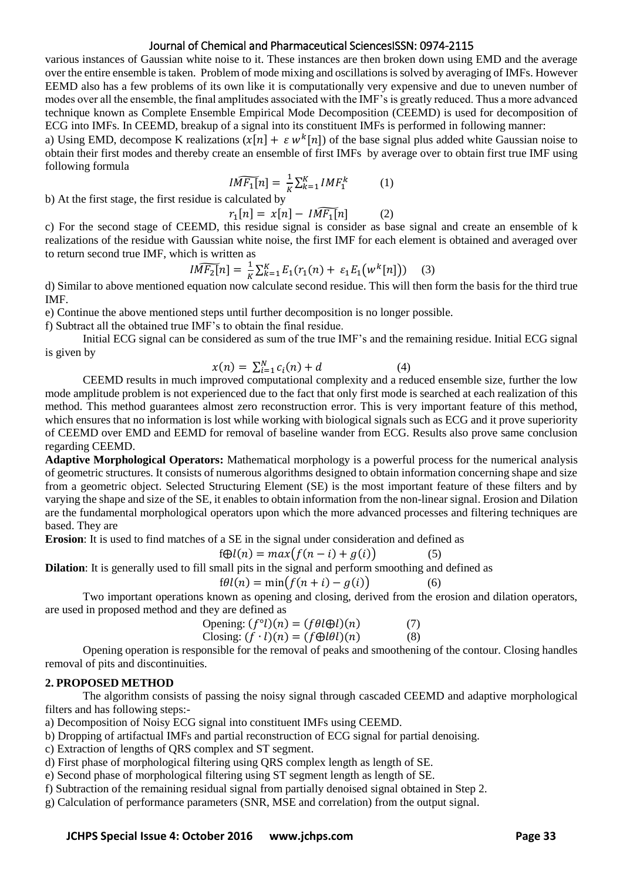various instances of Gaussian white noise to it. These instances are then broken down using EMD and the average over the entire ensemble is taken. Problem of mode mixing and oscillations is solved by averaging of IMFs. However EEMD also has a few problems of its own like it is computationally very expensive and due to uneven number of modes over all the ensemble, the final amplitudes associated with the IMF's is greatly reduced. Thus a more advanced technique known as Complete Ensemble Empirical Mode Decomposition (CEEMD) is used for decomposition of ECG into IMFs. In CEEMD, breakup of a signal into its constituent IMFs is performed in following manner:

a) Using EMD, decompose K realizations ($x[n] + \varepsilon\, w^k[n]$) of the base signal plus added white Gaussian noise to obtain their first modes and thereby create an ensemble of first IMFs by average over to obtain first true IMF using following formula

$$\widetilde{IMF_1}[n] = \frac{1}{K}\sum_{k=1}^{K} IMF_1^k \qquad (1)$$

b) At the first stage, the first residue is calculated by

$$r_1[n] = x[n] - \widetilde{IMF_1}[n] \qquad (2)$$

c) For the second stage of CEEMD, this residue signal is consider as base signal and create an ensemble of k realizations of the residue with Gaussian white noise, the first IMF for each element is obtained and averaged over to return second true IMF, which is written as

$$\widetilde{IMF_2}[n] = \frac{1}{K}\sum_{k=1}^{K} E_1\big(r_1(n) + \varepsilon_1 E_1\big(w^k[n]\big)\big) \qquad (3)$$

d) Similar to above mentioned equation now calculate second residue. This will then form the basis for the third true IMF.

e) Continue the above mentioned steps until further decomposition is no longer possible.

f) Subtract all the obtained true IMF's to obtain the final residue.

Initial ECG signal can be considered as sum of the true IMF's and the remaining residue. Initial ECG signal is given by

$$x(n) = \sum_{i=1}^{N} c_i(n) + d \qquad (4)$$

CEEMD results in much improved computational complexity and a reduced ensemble size, further the low mode amplitude problem is not experienced due to the fact that only first mode is searched at each realization of this method. This method guarantees almost zero reconstruction error. This is very important feature of this method, which ensures that no information is lost while working with biological signals such as ECG and it prove superiority of CEEMD over EMD and EEMD for removal of baseline wander from ECG. Results also prove same conclusion regarding CEEMD.

**Adaptive Morphological Operators:** Mathematical morphology is a powerful process for the numerical analysis of geometric structures. It consists of numerous algorithms designed to obtain information concerning shape and size from a geometric object. Selected Structuring Element (SE) is the most important feature of these filters and by varying the shape and size of the SE, it enables to obtain information from the non-linear signal. Erosion and Dilation are the fundamental morphological operators upon which the more advanced processes and filtering techniques are based. They are

**Erosion**: It is used to find matches of a SE in the signal under consideration and defined as

$$f \oplus l(n) = max\big(f(n-i) + g(i)\big) \qquad (5)$$

**Dilation**: It is generally used to fill small pits in the signal and perform smoothing and defined as

$$f\theta l(n) = \min\big(f(n+i) - g(i)\big) \qquad (6)$$

Two important operations known as opening and closing, derived from the erosion and dilation operators, are used in proposed method and they are defined as

$$\text{Opening: } (f \circ l)(n) = (f\theta l \oplus l)(n) \qquad (7)$$

$$\text{Closing: } (f \cdot l)(n) = (f \oplus l\theta l)(n) \qquad (8)$$

Opening operation is responsible for the removal of peaks and smoothening of the contour. Closing handles removal of pits and discontinuities.

## 2. PROPOSED METHOD

The algorithm consists of passing the noisy signal through cascaded CEEMD and adaptive morphological filters and has following steps:-

a) Decomposition of Noisy ECG signal into constituent IMFs using CEEMD.

b) Dropping of artifactual IMFs and partial reconstruction of ECG signal for partial denoising.

c) Extraction of lengths of QRS complex and ST segment.

d) First phase of morphological filtering using QRS complex length as length of SE.

e) Second phase of morphological filtering using ST segment length as length of SE.

f) Subtraction of the remaining residual signal from partially denoised signal obtained in Step 2.

g) Calculation of performance parameters (SNR, MSE and correlation) from the output signal.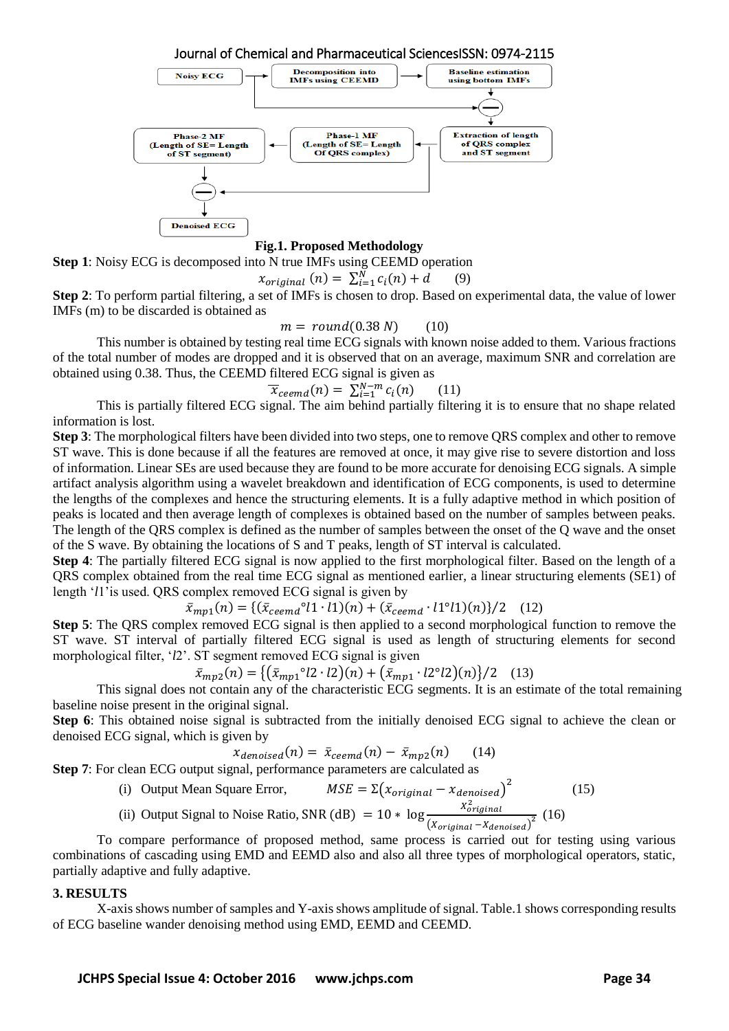Noisy ECG → Decomposition into IMFs using CEEMD → Baseline estimation using bottom IMFs → (−) → Extraction of length of QRS complex and ST segment → Phase-1 MF (Length of SE= Length Of QRS complex) → Phase-2 MF (Length of SE= Length of ST segment) → (−) → Denoised ECG

**Fig.1. Proposed Methodology**

**Step 1**: Noisy ECG is decomposed into N true IMFs using CEEMD operation

$$x_{original}\,(n) = \sum_{i=1}^{N} c_i(n) + d \qquad (9)$$

**Step 2**: To perform partial filtering, a set of IMFs is chosen to drop. Based on experimental data, the value of lower IMFs (m) to be discarded is obtained as

$$m = round(0.38\,N) \qquad (10)$$

This number is obtained by testing real time ECG signals with known noise added to them. Various fractions of the total number of modes are dropped and it is observed that on an average, maximum SNR and correlation are obtained using 0.38. Thus, the CEEMD filtered ECG signal is given as

$$\overline{x}_{ceemd}(n) = \sum_{i=1}^{N-m} c_i(n) \qquad (11)$$

This is partially filtered ECG signal. The aim behind partially filtering it is to ensure that no shape related information is lost.

**Step 3**: The morphological filters have been divided into two steps, one to remove QRS complex and other to remove ST wave. This is done because if all the features are removed at once, it may give rise to severe distortion and loss of information. Linear SEs are used because they are found to be more accurate for denoising ECG signals. A simple artifact analysis algorithm using a wavelet breakdown and identification of ECG components, is used to determine the lengths of the complexes and hence the structuring elements. It is a fully adaptive method in which position of peaks is located and then average length of complexes is obtained based on the number of samples between peaks. The length of the QRS complex is defined as the number of samples between the onset of the Q wave and the onset of the S wave. By obtaining the locations of S and T peaks, length of ST interval is calculated.

**Step 4**: The partially filtered ECG signal is now applied to the first morphological filter. Based on the length of a QRS complex obtained from the real time ECG signal as mentioned earlier, a linear structuring elements (SE1) of length '$l1$'is used. QRS complex removed ECG signal is given by

$$\bar{x}_{mp1}(n) = \{(\bar{x}_{ceemd} \circ l1 \cdot l1)(n) + (\bar{x}_{ceemd} \cdot l1 \circ l1)(n)\}/2 \quad (12)$$

**Step 5**: The QRS complex removed ECG signal is then applied to a second morphological function to remove the ST wave. ST interval of partially filtered ECG signal is used as length of structuring elements for second morphological filter, '$l2$'. ST segment removed ECG signal is given

$$\bar{x}_{mp2}(n) = \{(\bar{x}_{mp1} \circ l2 \cdot l2)(n) + (\bar{x}_{mp1} \cdot l2 \circ l2)(n)\}/2 \quad (13)$$

This signal does not contain any of the characteristic ECG segments. It is an estimate of the total remaining baseline noise present in the original signal.

**Step 6**: This obtained noise signal is subtracted from the initially denoised ECG signal to achieve the clean or denoised ECG signal, which is given by

$$x_{denoised}(n) = \bar{x}_{ceemd}(n) - \bar{x}_{mp2}(n) \qquad (14)$$

**Step 7**: For clean ECG output signal, performance parameters are calculated as

(i) Output Mean Square Error, $MSE = \Sigma\left(x_{original} - x_{denoised}\right)^2$ (15)

(ii) Output Signal to Noise Ratio, SNR (dB) $= 10 * \log \dfrac{x_{original}^2}{\left(x_{original} - x_{denoised}\right)^2}$ (16)

To compare performance of proposed method, same process is carried out for testing using various combinations of cascading using EMD and EEMD also and also all three types of morphological operators, static, partially adaptive and fully adaptive.

## 3. RESULTS

X-axis shows number of samples and Y-axis shows amplitude of signal. Table.1 shows corresponding results of ECG baseline wander denoising method using EMD, EEMD and CEEMD.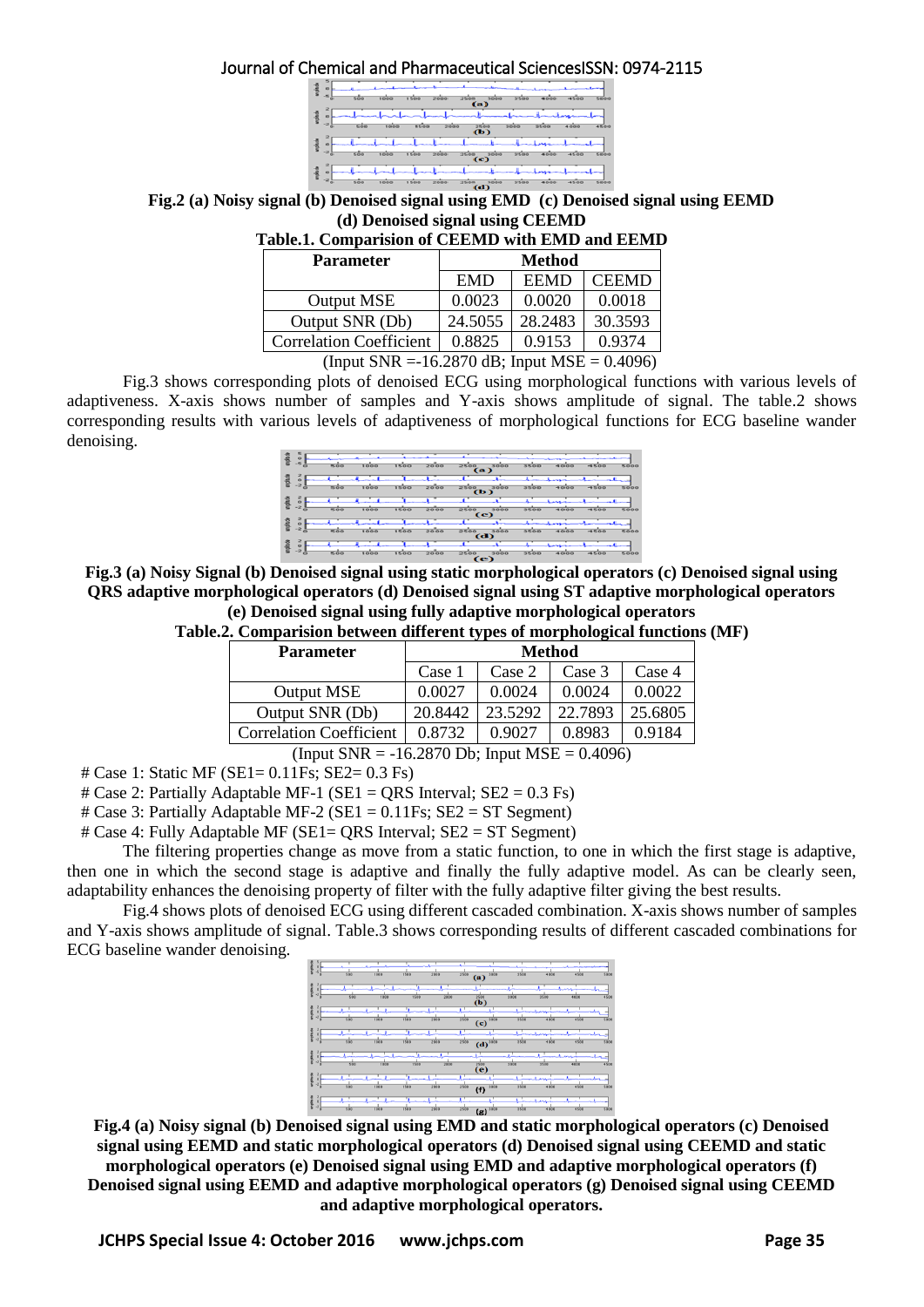**Fig.2 (a) Noisy signal (b) Denoised signal using EMD (c) Denoised signal using EEMD (d) Denoised signal using CEEMD**

**Table.1. Comparision of CEEMD with EMD and EEMD**

| Parameter | Method | | |
|---|---|---|---|
| | EMD | EEMD | CEEMD |
| Output MSE | 0.0023 | 0.0020 | 0.0018 |
| Output SNR (Db) | 24.5055 | 28.2483 | 30.3593 |
| Correlation Coefficient | 0.8825 | 0.9153 | 0.9374 |

(Input SNR =-16.2870 dB; Input MSE = 0.4096)

Fig.3 shows corresponding plots of denoised ECG using morphological functions with various levels of adaptiveness. X-axis shows number of samples and Y-axis shows amplitude of signal. The table.2 shows corresponding results with various levels of adaptiveness of morphological functions for ECG baseline wander denoising.

**Fig.3 (a) Noisy Signal (b) Denoised signal using static morphological operators (c) Denoised signal using QRS adaptive morphological operators (d) Denoised signal using ST adaptive morphological operators (e) Denoised signal using fully adaptive morphological operators**

**Table.2. Comparision between different types of morphological functions (MF)**

| Parameter | Method | | | |
|---|---|---|---|---|
| | Case 1 | Case 2 | Case 3 | Case 4 |
| Output MSE | 0.0027 | 0.0024 | 0.0024 | 0.0022 |
| Output SNR (Db) | 20.8442 | 23.5292 | 22.7893 | 25.6805 |
| Correlation Coefficient | 0.8732 | 0.9027 | 0.8983 | 0.9184 |

(Input SNR = -16.2870 Db; Input MSE = 0.4096)

# Case 1: Static MF (SE1= 0.11Fs; SE2= 0.3 Fs)

# Case 2: Partially Adaptable MF-1 (SE1 = QRS Interval; SE2 = 0.3 Fs)

# Case 3: Partially Adaptable MF-2 (SE1 = 0.11Fs; SE2 = ST Segment)

# Case 4: Fully Adaptable MF (SE1= QRS Interval; SE2 = ST Segment)

The filtering properties change as move from a static function, to one in which the first stage is adaptive, then one in which the second stage is adaptive and finally the fully adaptive model. As can be clearly seen, adaptability enhances the denoising property of filter with the fully adaptive filter giving the best results.

Fig.4 shows plots of denoised ECG using different cascaded combination. X-axis shows number of samples and Y-axis shows amplitude of signal. Table.3 shows corresponding results of different cascaded combinations for ECG baseline wander denoising.

**Fig.4 (a) Noisy signal (b) Denoised signal using EMD and static morphological operators (c) Denoised signal using EEMD and static morphological operators (d) Denoised signal using CEEMD and static morphological operators (e) Denoised signal using EMD and adaptive morphological operators (f) Denoised signal using EEMD and adaptive morphological operators (g) Denoised signal using CEEMD and adaptive morphological operators.**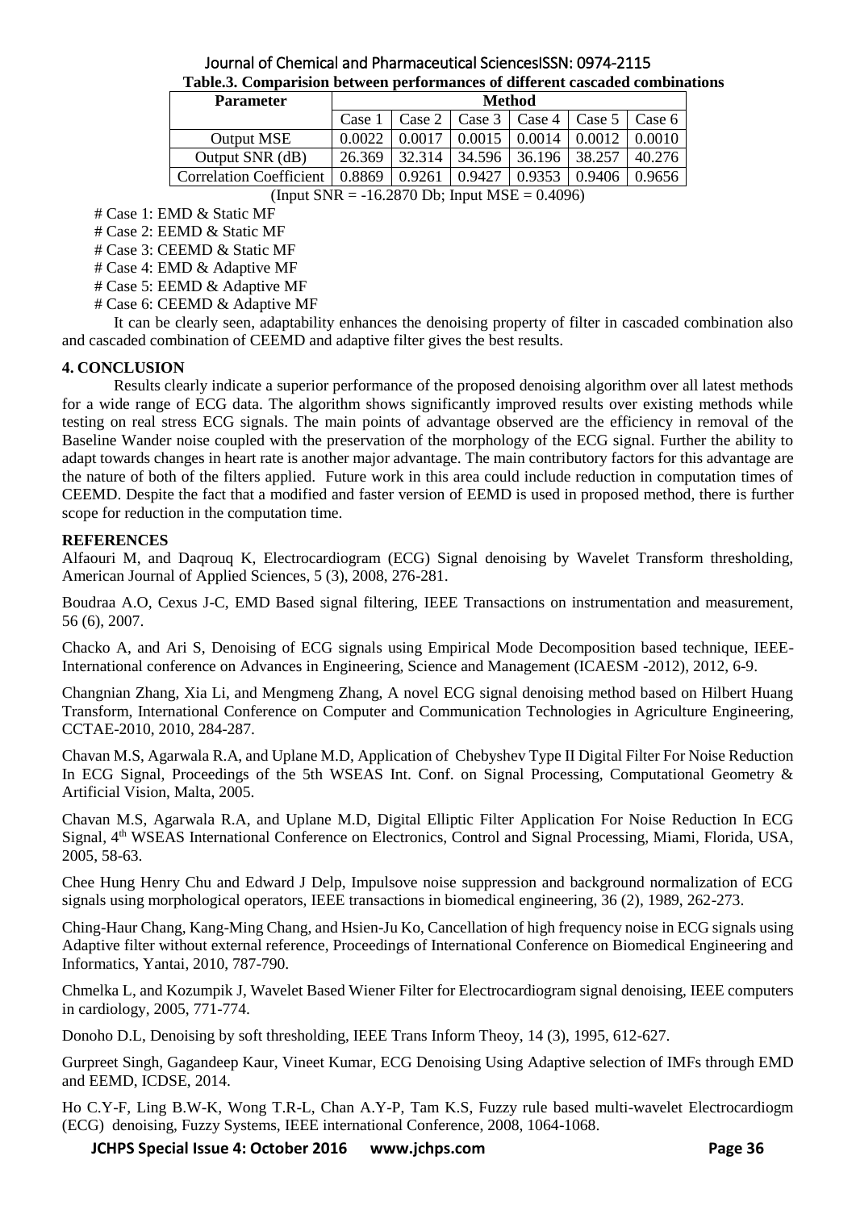**Table.3. Comparision between performances of different cascaded combinations**

| Parameter | Method | | | | | |
|---|---|---|---|---|---|---|
| | Case 1 | Case 2 | Case 3 | Case 4 | Case 5 | Case 6 |
| Output MSE | 0.0022 | 0.0017 | 0.0015 | 0.0014 | 0.0012 | 0.0010 |
| Output SNR (dB) | 26.369 | 32.314 | 34.596 | 36.196 | 38.257 | 40.276 |
| Correlation Coefficient | 0.8869 | 0.9261 | 0.9427 | 0.9353 | 0.9406 | 0.9656 |

(Input SNR = -16.2870 Db; Input MSE = 0.4096)

# Case 1: EMD & Static MF

# Case 2: EEMD & Static MF

# Case 3: CEEMD & Static MF

# Case 4: EMD & Adaptive MF

# Case 5: EEMD & Adaptive MF

# Case 6: CEEMD & Adaptive MF

It can be clearly seen, adaptability enhances the denoising property of filter in cascaded combination also and cascaded combination of CEEMD and adaptive filter gives the best results.

## 4. CONCLUSION

Results clearly indicate a superior performance of the proposed denoising algorithm over all latest methods for a wide range of ECG data. The algorithm shows significantly improved results over existing methods while testing on real stress ECG signals. The main points of advantage observed are the efficiency in removal of the Baseline Wander noise coupled with the preservation of the morphology of the ECG signal. Further the ability to adapt towards changes in heart rate is another major advantage. The main contributory factors for this advantage are the nature of both of the filters applied. Future work in this area could include reduction in computation times of CEEMD. Despite the fact that a modified and faster version of EEMD is used in proposed method, there is further scope for reduction in the computation time.

## REFERENCES

Alfaouri M, and Daqrouq K, Electrocardiogram (ECG) Signal denoising by Wavelet Transform thresholding, American Journal of Applied Sciences, 5 (3), 2008, 276-281.

Boudraa A.O, Cexus J-C, EMD Based signal filtering, IEEE Transactions on instrumentation and measurement, 56 (6), 2007.

Chacko A, and Ari S, Denoising of ECG signals using Empirical Mode Decomposition based technique, IEEE-International conference on Advances in Engineering, Science and Management (ICAESM -2012), 2012, 6-9.

Changnian Zhang, Xia Li, and Mengmeng Zhang, A novel ECG signal denoising method based on Hilbert Huang Transform, International Conference on Computer and Communication Technologies in Agriculture Engineering, CCTAE-2010, 2010, 284-287.

Chavan M.S, Agarwala R.A, and Uplane M.D, Application of Chebyshev Type II Digital Filter For Noise Reduction In ECG Signal, Proceedings of the 5th WSEAS Int. Conf. on Signal Processing, Computational Geometry & Artificial Vision, Malta, 2005.

Chavan M.S, Agarwala R.A, and Uplane M.D, Digital Elliptic Filter Application For Noise Reduction In ECG Signal, 4th WSEAS International Conference on Electronics, Control and Signal Processing, Miami, Florida, USA, 2005, 58-63.

Chee Hung Henry Chu and Edward J Delp, Impulsove noise suppression and background normalization of ECG signals using morphological operators, IEEE transactions in biomedical engineering, 36 (2), 1989, 262-273.

Ching-Haur Chang, Kang-Ming Chang, and Hsien-Ju Ko, Cancellation of high frequency noise in ECG signals using Adaptive filter without external reference, Proceedings of International Conference on Biomedical Engineering and Informatics, Yantai, 2010, 787-790.

Chmelka L, and Kozumpik J, Wavelet Based Wiener Filter for Electrocardiogram signal denoising, IEEE computers in cardiology, 2005, 771-774.

Donoho D.L, Denoising by soft thresholding, IEEE Trans Inform Theoy, 14 (3), 1995, 612-627.

Gurpreet Singh, Gagandeep Kaur, Vineet Kumar, ECG Denoising Using Adaptive selection of IMFs through EMD and EEMD, ICDSE, 2014.

Ho C.Y-F, Ling B.W-K, Wong T.R-L, Chan A.Y-P, Tam K.S, Fuzzy rule based multi-wavelet Electrocardiogm (ECG) denoising, Fuzzy Systems, IEEE international Conference, 2008, 1064-1068.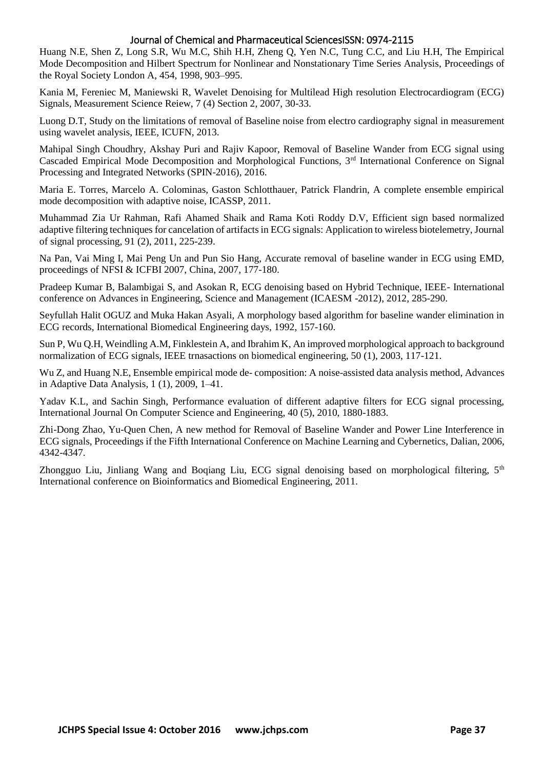Huang N.E, Shen Z, Long S.R, Wu M.C, Shih H.H, Zheng Q, Yen N.C, Tung C.C, and Liu H.H, The Empirical Mode Decomposition and Hilbert Spectrum for Nonlinear and Nonstationary Time Series Analysis, Proceedings of the Royal Society London A, 454, 1998, 903–995.

Kania M, Fereniec M, Maniewski R, Wavelet Denoising for Multilead High resolution Electrocardiogram (ECG) Signals, Measurement Science Reiew, 7 (4) Section 2, 2007, 30-33.

Luong D.T, Study on the limitations of removal of Baseline noise from electro cardiography signal in measurement using wavelet analysis, IEEE, ICUFN, 2013.

Mahipal Singh Choudhry, Akshay Puri and Rajiv Kapoor, Removal of Baseline Wander from ECG signal using Cascaded Empirical Mode Decomposition and Morphological Functions, 3rd International Conference on Signal Processing and Integrated Networks (SPIN-2016), 2016.

Maria E. Torres, Marcelo A. Colominas, Gaston Schlotthauer, Patrick Flandrin, A complete ensemble empirical mode decomposition with adaptive noise, ICASSP, 2011.

Muhammad Zia Ur Rahman, Rafi Ahamed Shaik and Rama Koti Roddy D.V, Efficient sign based normalized adaptive filtering techniques for cancelation of artifacts in ECG signals: Application to wireless biotelemetry, Journal of signal processing, 91 (2), 2011, 225-239.

Na Pan, Vai Ming I, Mai Peng Un and Pun Sio Hang, Accurate removal of baseline wander in ECG using EMD, proceedings of NFSI & ICFBI 2007, China, 2007, 177-180.

Pradeep Kumar B, Balambigai S, and Asokan R, ECG denoising based on Hybrid Technique, IEEE- International conference on Advances in Engineering, Science and Management (ICAESM -2012), 2012, 285-290.

Seyfullah Halit OGUZ and Muka Hakan Asyali, A morphology based algorithm for baseline wander elimination in ECG records, International Biomedical Engineering days, 1992, 157-160.

Sun P, Wu Q.H, Weindling A.M, Finklestein A, and Ibrahim K, An improved morphological approach to background normalization of ECG signals, IEEE trnasactions on biomedical engineering, 50 (1), 2003, 117-121.

Wu Z, and Huang N.E, Ensemble empirical mode de- composition: A noise-assisted data analysis method, Advances in Adaptive Data Analysis, 1 (1), 2009, 1–41.

Yadav K.L, and Sachin Singh, Performance evaluation of different adaptive filters for ECG signal processing, International Journal On Computer Science and Engineering, 40 (5), 2010, 1880-1883.

Zhi-Dong Zhao, Yu-Quen Chen, A new method for Removal of Baseline Wander and Power Line Interference in ECG signals, Proceedings if the Fifth International Conference on Machine Learning and Cybernetics, Dalian, 2006, 4342-4347.

Zhongguo Liu, Jinliang Wang and Boqiang Liu, ECG signal denoising based on morphological filtering, 5th International conference on Bioinformatics and Biomedical Engineering, 2011.